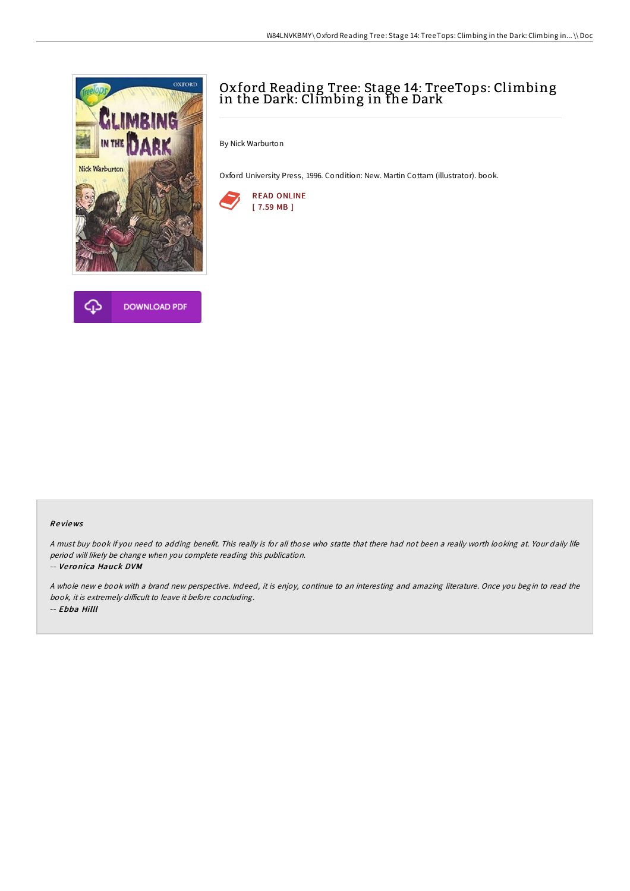# Oxford Reading Tree: Stage 14: TreeTops: Climbing in the Dark: Climbing in the Dark

By Nick Warburton

Oxford University Press, 1996. Condition: New. Martin Cottam (illustrator). book.

READ ONLINE
[ 7.59 MB ]

DOWNLOAD PDF

## Reviews

*A must buy book if you need to adding benefit. This really is for all those who statte that there had not been a really worth looking at. Your daily life period will likely be change when you complete reading this publication.*

-- ***Veronica Hauck DVM***

*A whole new e book with a brand new perspective. Indeed, it is enjoy, continue to an interesting and amazing literature. Once you begin to read the book, it is extremely difficult to leave it before concluding.*

-- ***Ebba Hilll***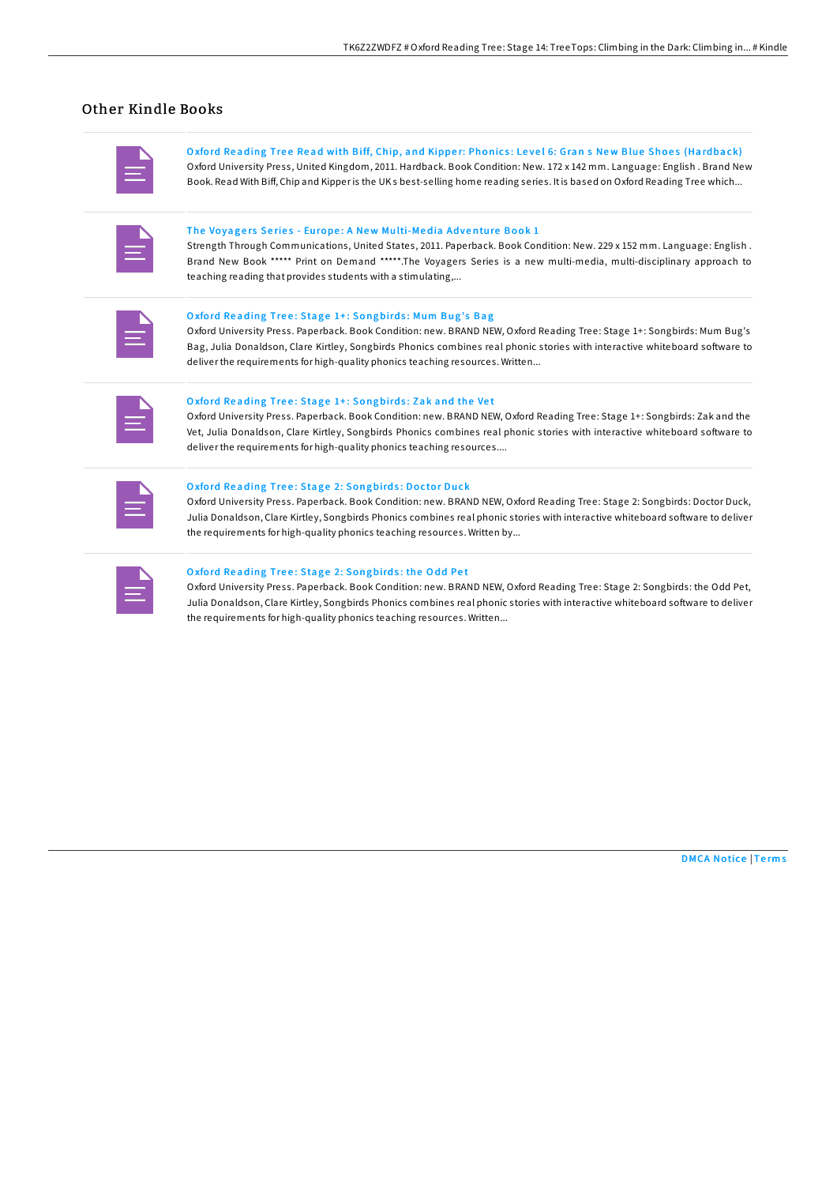## Other Kindle Books

### Oxford Reading Tree Read with Biff, Chip, and Kipper: Phonics: Level 6: Gran s New Blue Shoes (Hardback)

Oxford University Press, United Kingdom, 2011. Hardback. Book Condition: New. 172 x 142 mm. Language: English . Brand New Book. Read With Biff, Chip and Kipper is the UK s best-selling home reading series. It is based on Oxford Reading Tree which...

### The Voyagers Series - Europe: A New Multi-Media Adventure Book 1

Strength Through Communications, United States, 2011. Paperback. Book Condition: New. 229 x 152 mm. Language: English . Brand New Book ***** Print on Demand *****.The Voyagers Series is a new multi-media, multi-disciplinary approach to teaching reading that provides students with a stimulating,...

### Oxford Reading Tree: Stage 1+: Songbirds: Mum Bug's Bag

Oxford University Press. Paperback. Book Condition: new. BRAND NEW, Oxford Reading Tree: Stage 1+: Songbirds: Mum Bug's Bag, Julia Donaldson, Clare Kirtley, Songbirds Phonics combines real phonic stories with interactive whiteboard software to deliver the requirements for high-quality phonics teaching resources. Written...

### Oxford Reading Tree: Stage 1+: Songbirds: Zak and the Vet

Oxford University Press. Paperback. Book Condition: new. BRAND NEW, Oxford Reading Tree: Stage 1+: Songbirds: Zak and the Vet, Julia Donaldson, Clare Kirtley, Songbirds Phonics combines real phonic stories with interactive whiteboard software to deliver the requirements for high-quality phonics teaching resources....

### Oxford Reading Tree: Stage 2: Songbirds: Doctor Duck

Oxford University Press. Paperback. Book Condition: new. BRAND NEW, Oxford Reading Tree: Stage 2: Songbirds: Doctor Duck, Julia Donaldson, Clare Kirtley, Songbirds Phonics combines real phonic stories with interactive whiteboard software to deliver the requirements for high-quality phonics teaching resources. Written by...

### Oxford Reading Tree: Stage 2: Songbirds: the Odd Pet

Oxford University Press. Paperback. Book Condition: new. BRAND NEW, Oxford Reading Tree: Stage 2: Songbirds: the Odd Pet, Julia Donaldson, Clare Kirtley, Songbirds Phonics combines real phonic stories with interactive whiteboard software to deliver the requirements for high-quality phonics teaching resources. Written...